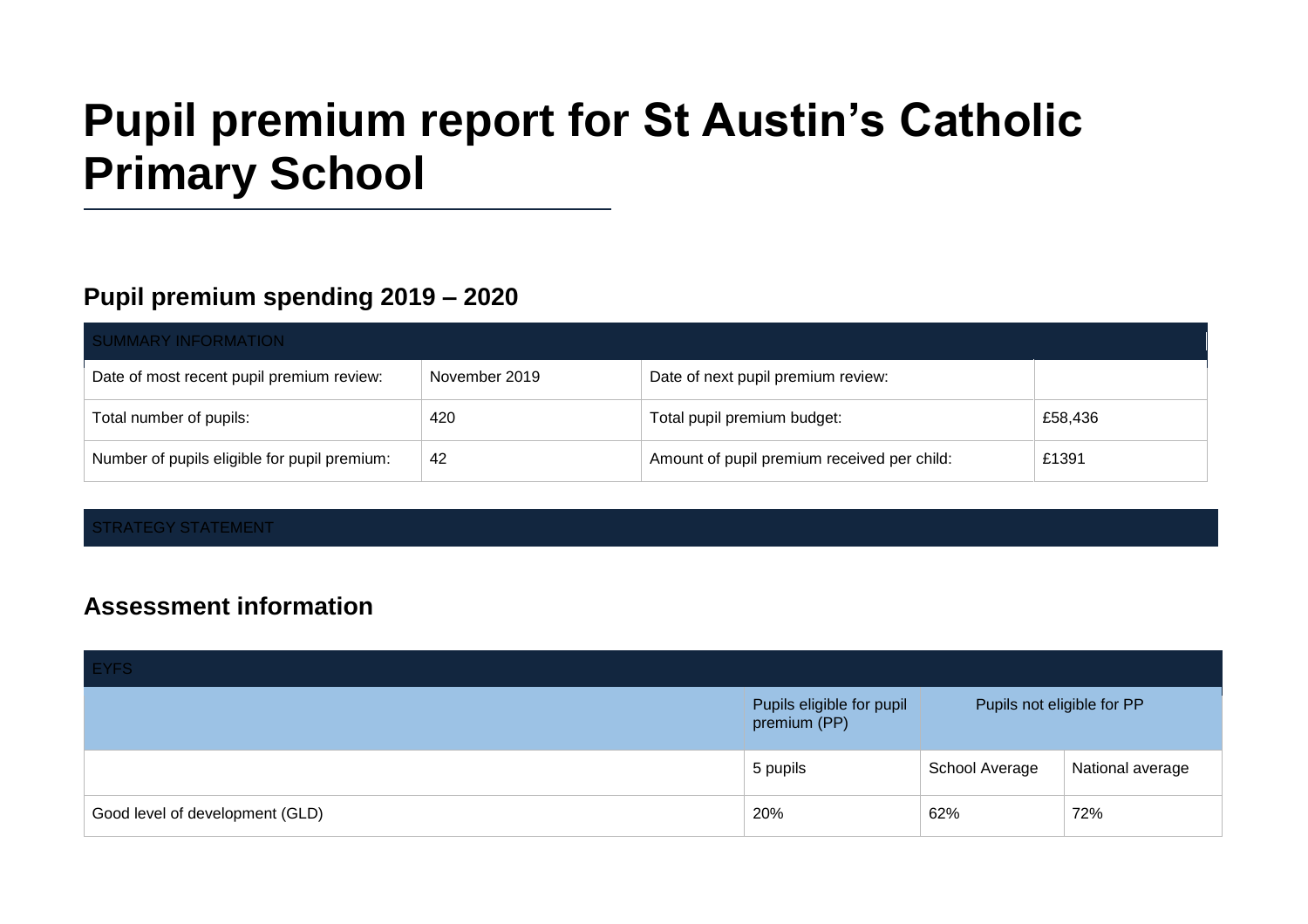# Pupil premium report for St Austin's Catholic Primary School

## Pupil premium spending 2019 – 2020

| SUMMARY INFORMATION | | | |
|---|---|---|---|
| Date of most recent pupil premium review: | November 2019 | Date of next pupil premium review: | |
| Total number of pupils: | 420 | Total pupil premium budget: | £58,436 |
| Number of pupils eligible for pupil premium: | 42 | Amount of pupil premium received per child: | £1391 |

| STRATEGY STATEMENT |
|---|

## Assessment information

| EYFS | | | |
|---|---|---|---|
| | Pupils eligible for pupil premium (PP) | Pupils not eligible for PP | |
| | 5 pupils | School Average | National average |
| Good level of development (GLD) | 20% | 62% | 72% |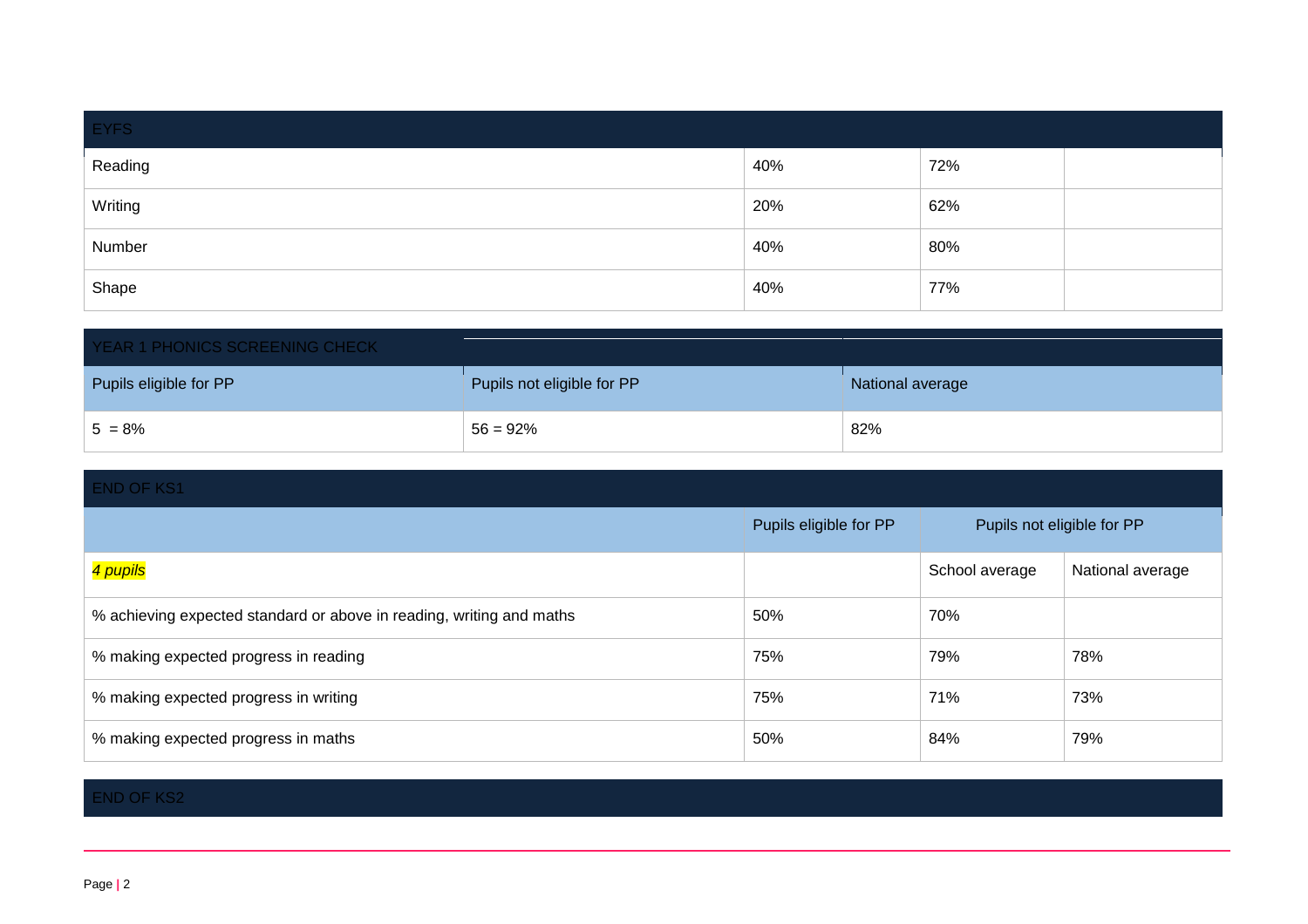| EYFS | | | |
|---|---|---|---|
| Reading | 40% | 72% | |
| Writing | 20% | 62% | |
| Number | 40% | 80% | |
| Shape | 40% | 77% | |

| YEAR 1 PHONICS SCREENING CHECK | | |
|---|---|---|
| Pupils eligible for PP | Pupils not eligible for PP | National average |
| 5 = 8% | 56 = 92% | 82% |

| END OF KS1 | | | |
|---|---|---|---|
| | Pupils eligible for PP | Pupils not eligible for PP | |
| *4 pupils* | | School average | National average |
| % achieving expected standard or above in reading, writing and maths | 50% | 70% | |
| % making expected progress in reading | 75% | 79% | 78% |
| % making expected progress in writing | 75% | 71% | 73% |
| % making expected progress in maths | 50% | 84% | 79% |

| END OF KS2 |
|---|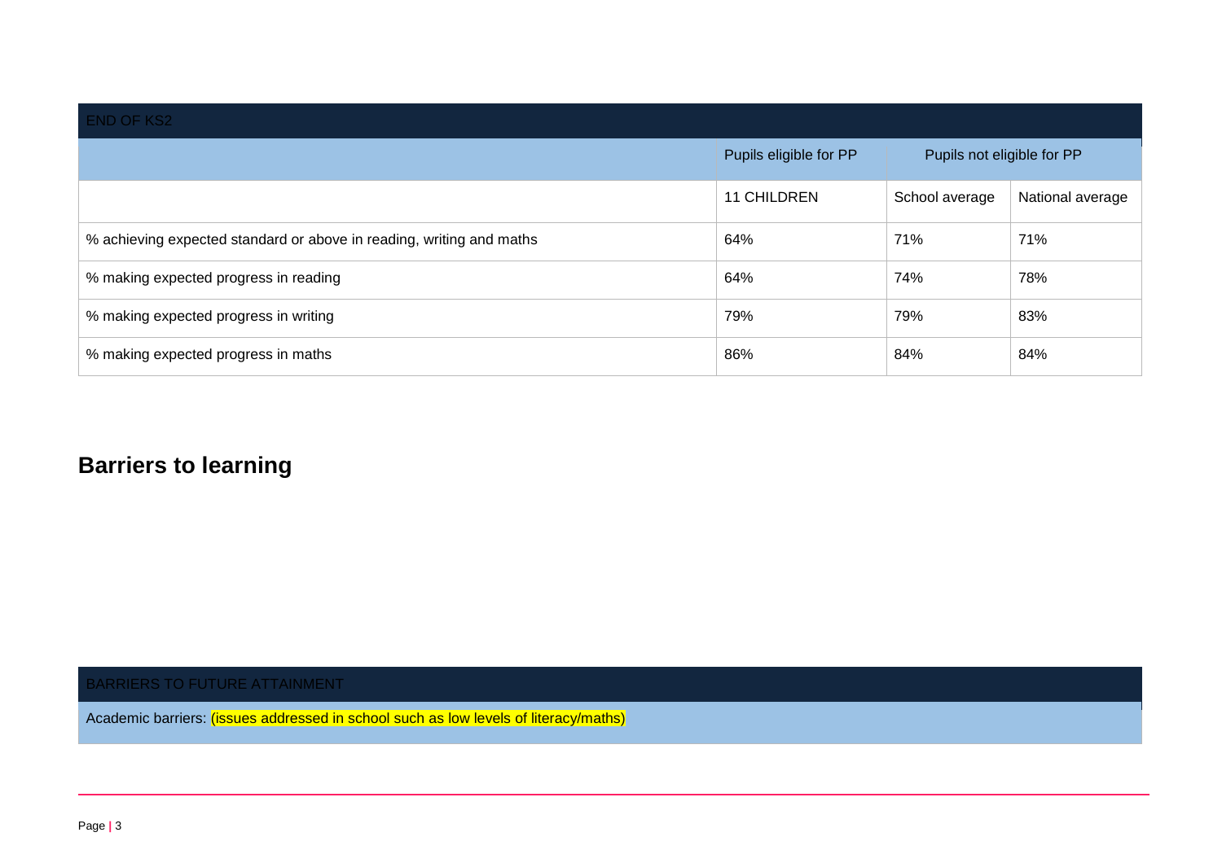| END OF KS2 | | | |
|---|---|---|---|
| | Pupils eligible for PP | Pupils not eligible for PP | |
| | 11 CHILDREN | School average | National average |
| % achieving expected standard or above in reading, writing and maths | 64% | 71% | 71% |
| % making expected progress in reading | 64% | 74% | 78% |
| % making expected progress in writing | 79% | 79% | 83% |
| % making expected progress in maths | 86% | 84% | 84% |

## Barriers to learning

| BARRIERS TO FUTURE ATTAINMENT |
|---|
| Academic barriers: (issues addressed in school such as low levels of literacy/maths) |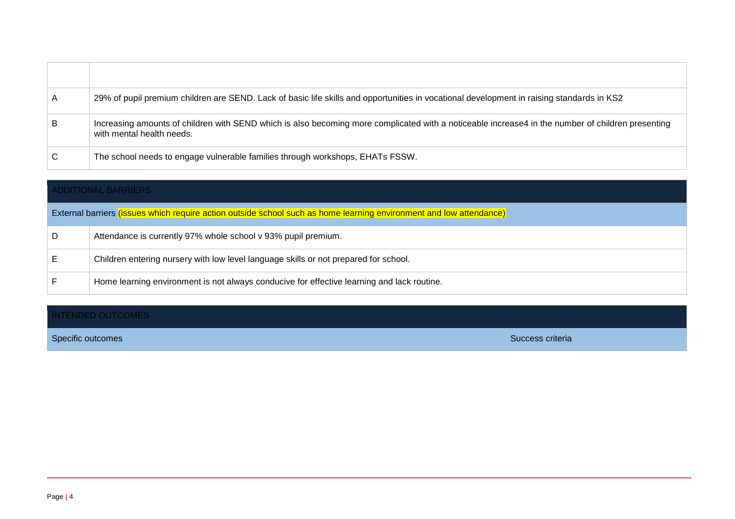| | |
|---|---|
| A | 29% of pupil premium children are SEND. Lack of basic life skills and opportunities in vocational development in raising standards in KS2 |
| B | Increasing amounts of children with SEND which is also becoming more complicated with a noticeable increase4 in the number of children presenting with mental health needs. |
| C | The school needs to engage vulnerable families through workshops, EHATs FSSW. |

| ADDITIONAL BARRIERS | |
|---|---|
| External barriers (issues which require action outside school such as home learning environment and low attendance) | |
| D | Attendance is currently 97% whole school v 93% pupil premium. |
| E | Children entering nursery with low level language skills or not prepared for school. |
| F | Home learning environment is not always conducive for effective learning and lack routine. |

| INTENDED OUTCOMES | |
|---|---|
| Specific outcomes | Success criteria |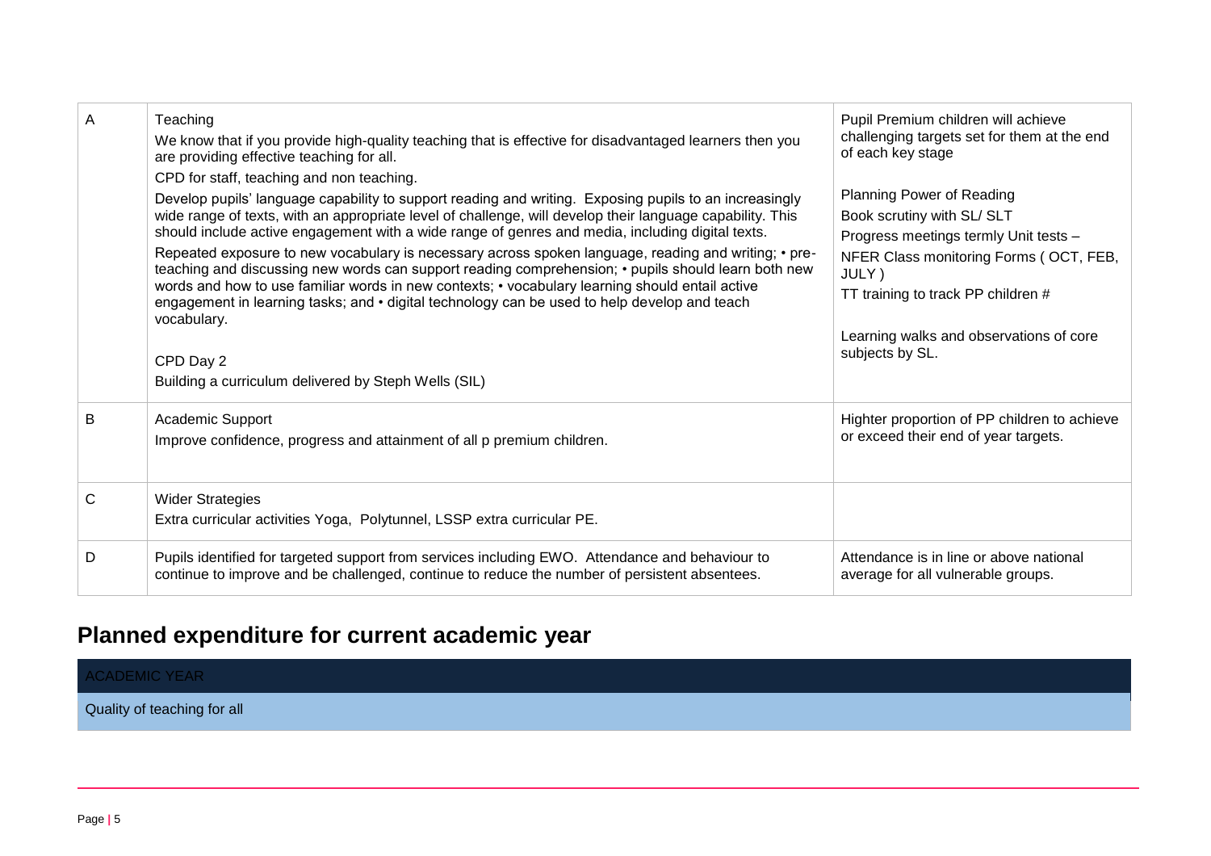| | | |
|---|---|---|
| A | Teaching<br>We know that if you provide high-quality teaching that is effective for disadvantaged learners then you are providing effective teaching for all.<br>CPD for staff, teaching and non teaching.<br>Develop pupils' language capability to support reading and writing. Exposing pupils to an increasingly wide range of texts, with an appropriate level of challenge, will develop their language capability. This should include active engagement with a wide range of genres and media, including digital texts.<br>Repeated exposure to new vocabulary is necessary across spoken language, reading and writing; • pre-teaching and discussing new words can support reading comprehension; • pupils should learn both new words and how to use familiar words in new contexts; • vocabulary learning should entail active engagement in learning tasks; and • digital technology can be used to help develop and teach vocabulary.<br><br>CPD Day 2<br>Building a curriculum delivered by Steph Wells (SIL) | Pupil Premium children will achieve challenging targets set for them at the end of each key stage<br><br>Planning Power of Reading<br>Book scrutiny with SL/ SLT<br>Progress meetings termly Unit tests –<br>NFER Class monitoring Forms ( OCT, FEB, JULY )<br>TT training to track PP children #<br><br>Learning walks and observations of core subjects by SL. |
| B | Academic Support<br>Improve confidence, progress and attainment of all p premium children. | Highter proportion of PP children to achieve or exceed their end of year targets. |
| C | Wider Strategies<br>Extra curricular activities Yoga, Polytunnel, LSSP extra curricular PE. | |
| D | Pupils identified for targeted support from services including EWO. Attendance and behaviour to continue to improve and be challenged, continue to reduce the number of persistent absentees. | Attendance is in line or above national average for all vulnerable groups. |

## Planned expenditure for current academic year

| ACADEMIC YEAR |
|---|
| Quality of teaching for all |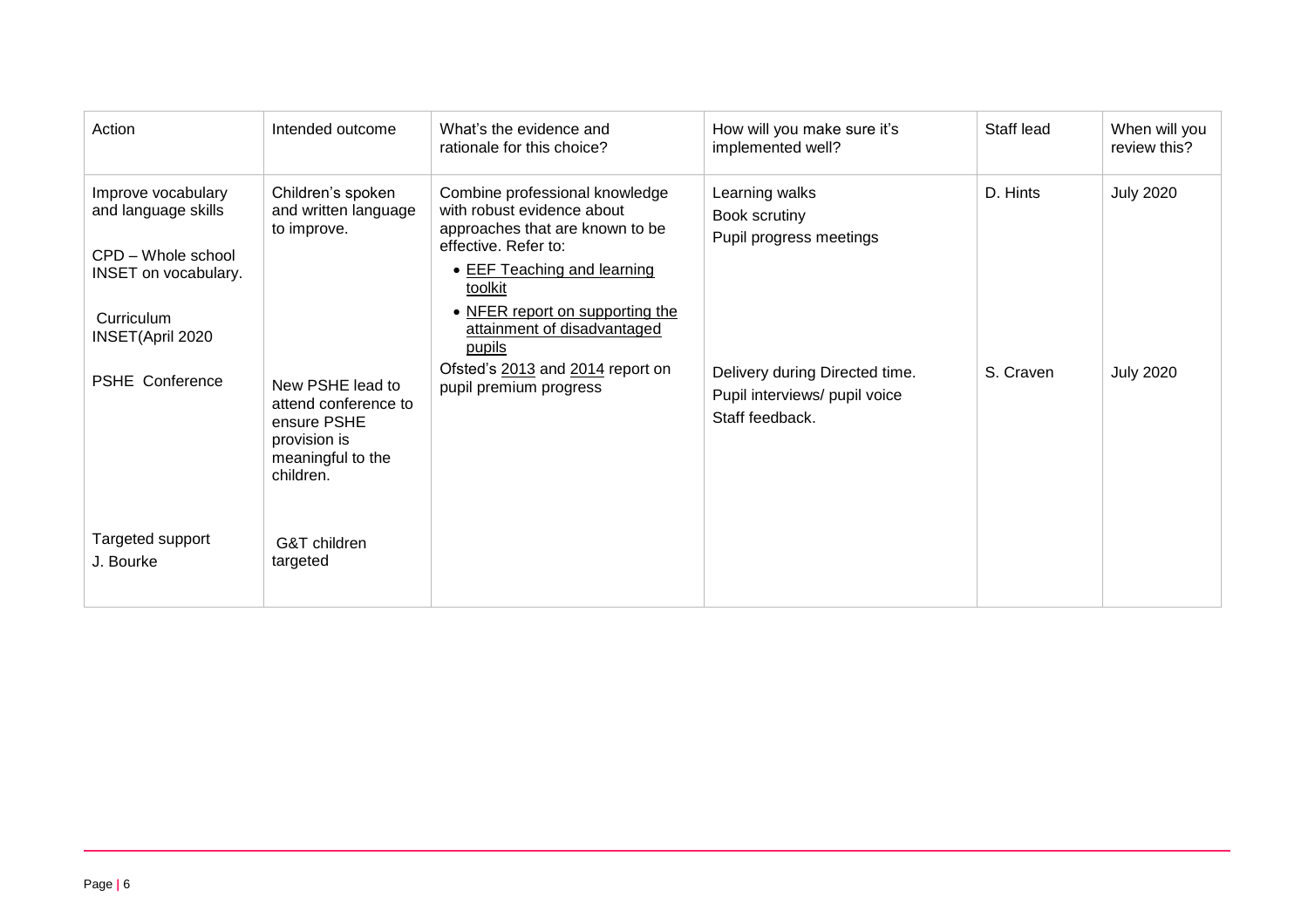| Action | Intended outcome | What's the evidence and rationale for this choice? | How will you make sure it's implemented well? | Staff lead | When will you review this? |
|---|---|---|---|---|---|
| Improve vocabulary and language skills<br><br>CPD – Whole school INSET on vocabulary.<br><br>Curriculum INSET(April 2020 | Children's spoken and written language to improve. | Combine professional knowledge with robust evidence about approaches that are known to be effective. Refer to:<br>• EEF Teaching and learning toolkit<br>• NFER report on supporting the attainment of disadvantaged pupils<br>Ofsted's 2013 and 2014 report on pupil premium progress | Learning walks<br>Book scrutiny<br>Pupil progress meetings | D. Hints | July 2020 |
| PSHE Conference | New PSHE lead to attend conference to ensure PSHE provision is meaningful to the children. | | Delivery during Directed time.<br>Pupil interviews/ pupil voice<br>Staff feedback. | S. Craven | July 2020 |
| Targeted support<br>J. Bourke | G&T children targeted | | | | |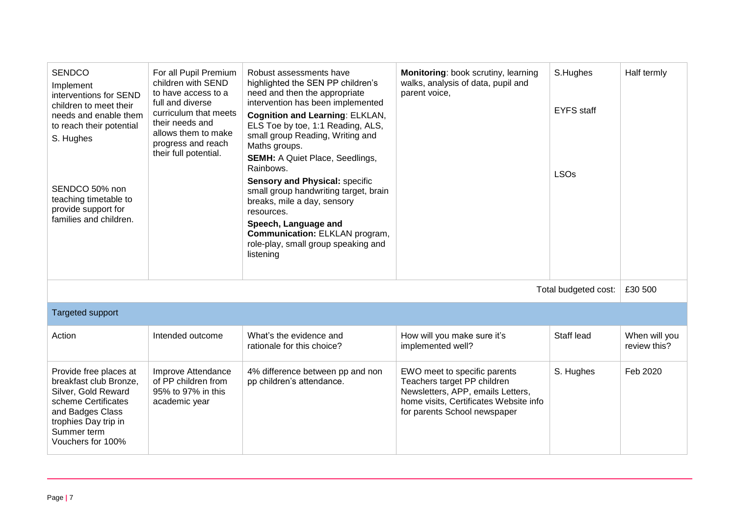| | | | | | |
|---|---|---|---|---|---|
| SENDCO<br>Implement interventions for SEND children to meet their needs and enable them to reach their potential<br>S. Hughes<br><br>SENDCO 50% non teaching timetable to provide support for families and children. | For all Pupil Premium children with SEND to have access to a full and diverse curriculum that meets their needs and allows them to make progress and reach their full potential. | Robust assessments have highlighted the SEN PP children's need and then the appropriate intervention has been implemented<br>**Cognition and Learning**: ELKLAN, ELS Toe by toe, 1:1 Reading, ALS, small group Reading, Writing and Maths groups.<br>**SEMH:** A Quiet Place, Seedlings, Rainbows.<br>**Sensory and Physical:** specific small group handwriting target, brain breaks, mile a day, sensory resources.<br>**Speech, Language and Communication:** ELKLAN program, role-play, small group speaking and listening | **Monitoring**: book scrutiny, learning walks, analysis of data, pupil and parent voice, | S.Hughes<br><br>EYFS staff<br><br>LSOs | Half termly |
| | | | | Total budgeted cost: | £30 500 |

**Targeted support**

| Action | Intended outcome | What's the evidence and rationale for this choice? | How will you make sure it's implemented well? | Staff lead | When will you review this? |
|---|---|---|---|---|---|
| Provide free places at breakfast club Bronze, Silver, Gold Reward scheme Certificates and Badges Class trophies Day trip in Summer term Vouchers for 100% | Improve Attendance of PP children from 95% to 97% in this academic year | 4% difference between pp and non pp children's attendance. | EWO meet to specific parents Teachers target PP children Newsletters, APP, emails Letters, home visits, Certificates Website info for parents School newspaper | S. Hughes | Feb 2020 |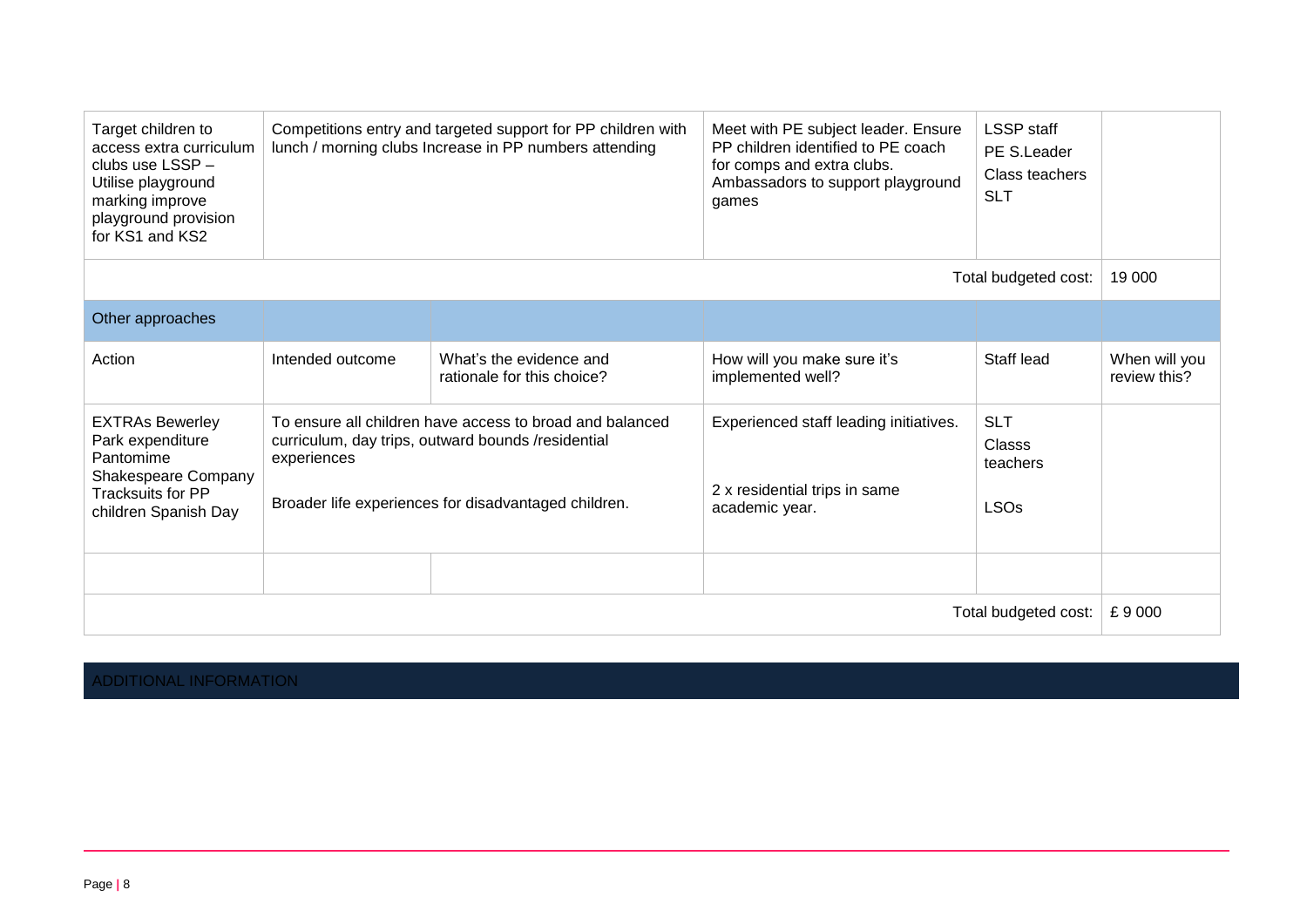| | | | | | |
|---|---|---|---|---|---|
| Target children to access extra curriculum clubs use LSSP – Utilise playground marking improve playground provision for KS1 and KS2 | Competitions entry and targeted support for PP children with lunch / morning clubs Increase in PP numbers attending | | Meet with PE subject leader. Ensure PP children identified to PE coach for comps and extra clubs. Ambassadors to support playground games | LSSP staff<br>PE S.Leader<br>Class teachers<br>SLT | |
| | | | | Total budgeted cost: | 19 000 |
| Other approaches | | | | | |
| Action | Intended outcome | What's the evidence and rationale for this choice? | How will you make sure it's implemented well? | Staff lead | When will you review this? |
| EXTRAs Bewerley Park expenditure Pantomime Shakespeare Company Tracksuits for PP children Spanish Day | To ensure all children have access to broad and balanced curriculum, day trips, outward bounds /residential experiences<br><br>Broader life experiences for disadvantaged children. | | Experienced staff leading initiatives.<br><br>2 x residential trips in same academic year. | SLT<br>Classs teachers<br><br>LSOs | |
| | | | | | |
| | | | | Total budgeted cost: | £ 9 000 |

## ADDITIONAL INFORMATION